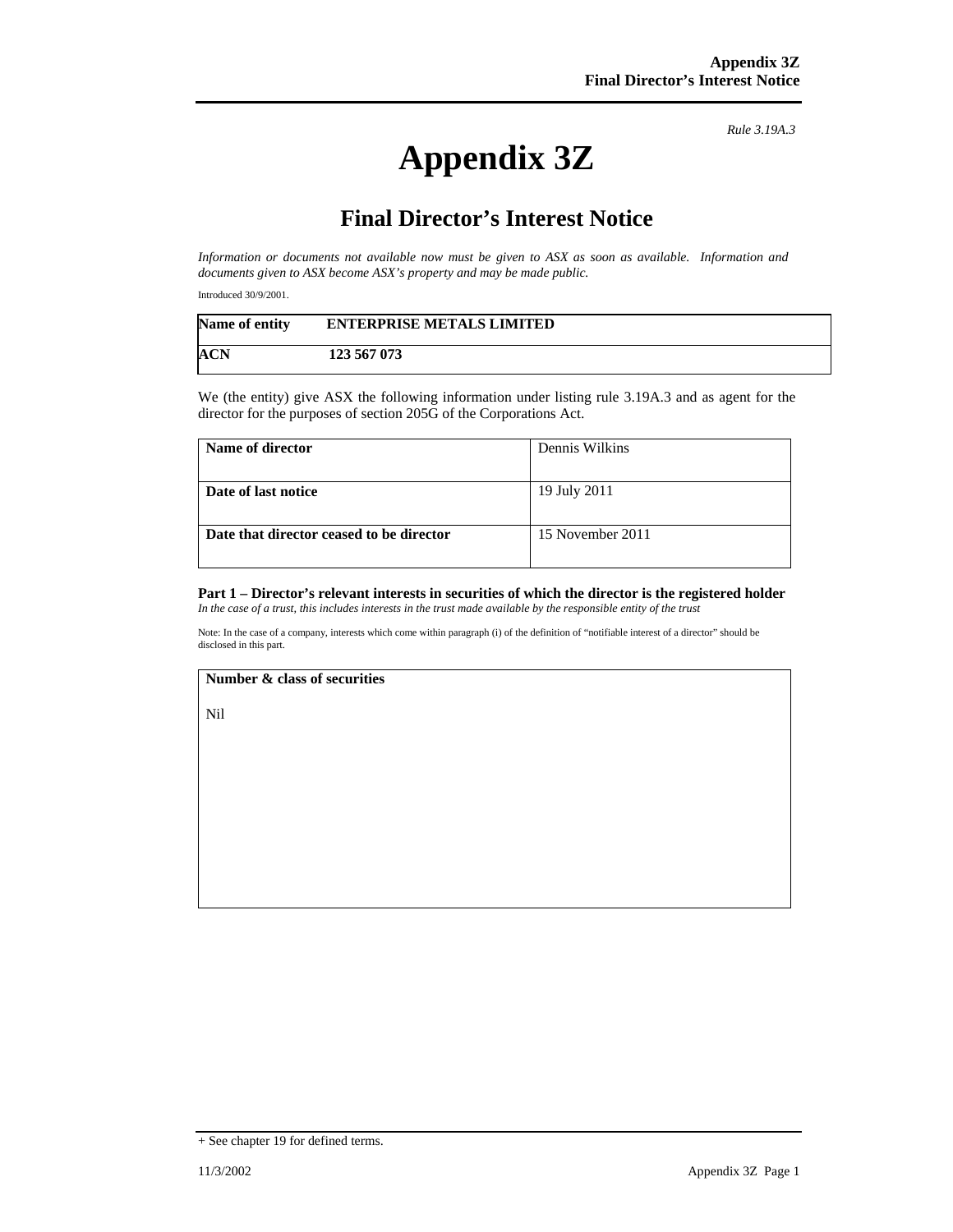*Rule 3.19A.3*

# Appendix 3Z

## Final Director's Interest Notice

*Information or documents not available now must be given to ASX as soon as available. Information and documents given to ASX become ASX's property and may be made public.*

Introduced 30/9/2001.

| Name of entity | ENTERPRISE METALS LIMITED |
|---|---|
| ACN | 123 567 073 |

We (the entity) give ASX the following information under listing rule 3.19A.3 and as agent for the director for the purposes of section 205G of the Corporations Act.

| | |
|---|---|
| **Name of director** | Dennis Wilkins |
| **Date of last notice** | 19 July 2011 |
| **Date that director ceased to be director** | 15 November 2011 |

### Part 1 – Director's relevant interests in securities of which the director is the registered holder

*In the case of a trust, this includes interests in the trust made available by the responsible entity of the trust*

Note: In the case of a company, interests which come within paragraph (i) of the definition of "notifiable interest of a director" should be disclosed in this part.

| Number & class of securities |
|---|
| Nil |

+ See chapter 19 for defined terms.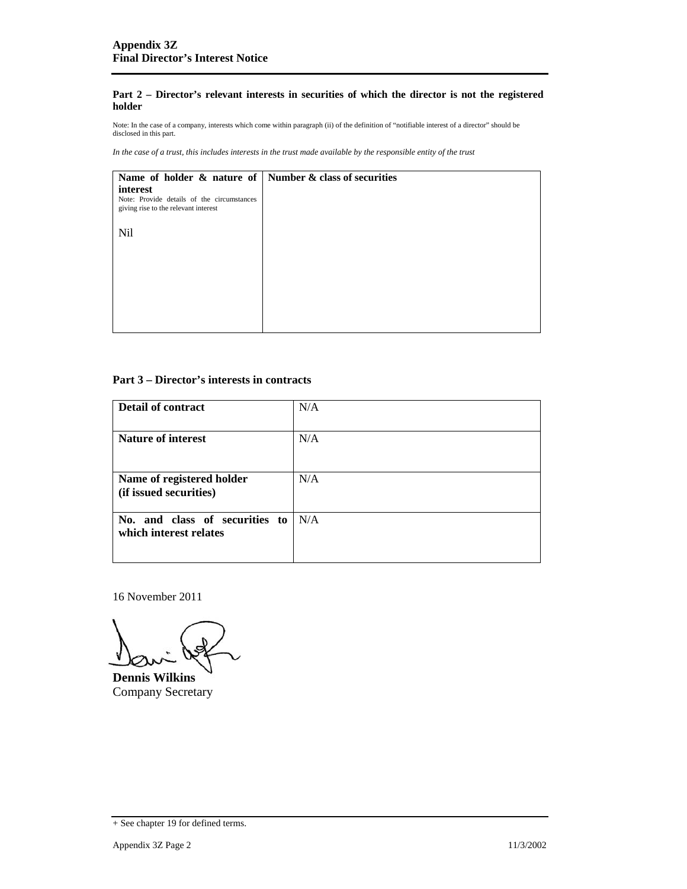**Appendix 3Z**
**Final Director's Interest Notice**

**Part 2 – Director's relevant interests in securities of which the director is not the registered holder**

Note: In the case of a company, interests which come within paragraph (ii) of the definition of "notifiable interest of a director" should be disclosed in this part.

*In the case of a trust, this includes interests in the trust made available by the responsible entity of the trust*

| **Name of holder & nature of interest** Note: Provide details of the circumstances giving rise to the relevant interest | **Number & class of securities** |
|---|---|
| Nil | |

**Part 3 – Director's interests in contracts**

| | |
|---|---|
| **Detail of contract** | N/A |
| **Nature of interest** | N/A |
| **Name of registered holder (if issued securities)** | N/A |
| **No. and class of securities to which interest relates** | N/A |

16 November 2011

**Dennis Wilkins**
Company Secretary

+ See chapter 19 for defined terms.